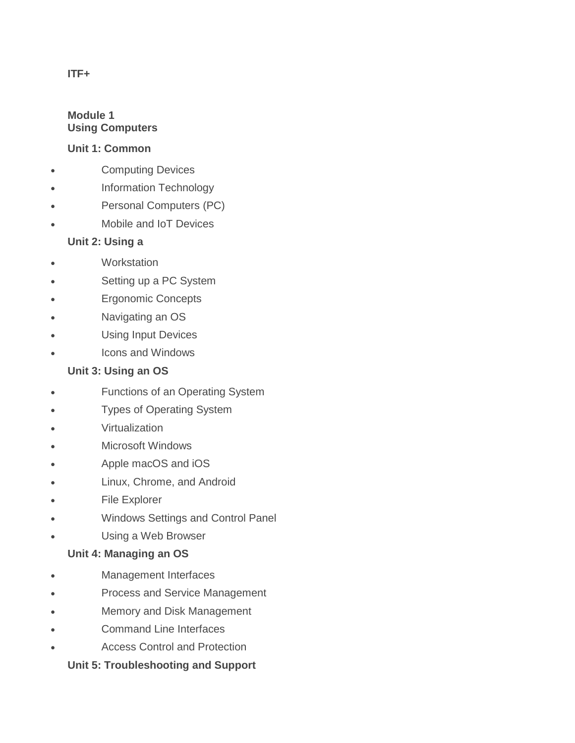**ITF+**

**Module 1**
**Using Computers**

**Unit 1: Common**

- Computing Devices
- Information Technology
- Personal Computers (PC)
- Mobile and IoT Devices

**Unit 2: Using a**

- Workstation
- Setting up a PC System
- Ergonomic Concepts
- Navigating an OS
- Using Input Devices
- Icons and Windows

**Unit 3: Using an OS**

- Functions of an Operating System
- Types of Operating System
- Virtualization
- Microsoft Windows
- Apple macOS and iOS
- Linux, Chrome, and Android
- File Explorer
- Windows Settings and Control Panel
- Using a Web Browser

**Unit 4: Managing an OS**

- Management Interfaces
- Process and Service Management
- Memory and Disk Management
- Command Line Interfaces
- Access Control and Protection

**Unit 5: Troubleshooting and Support**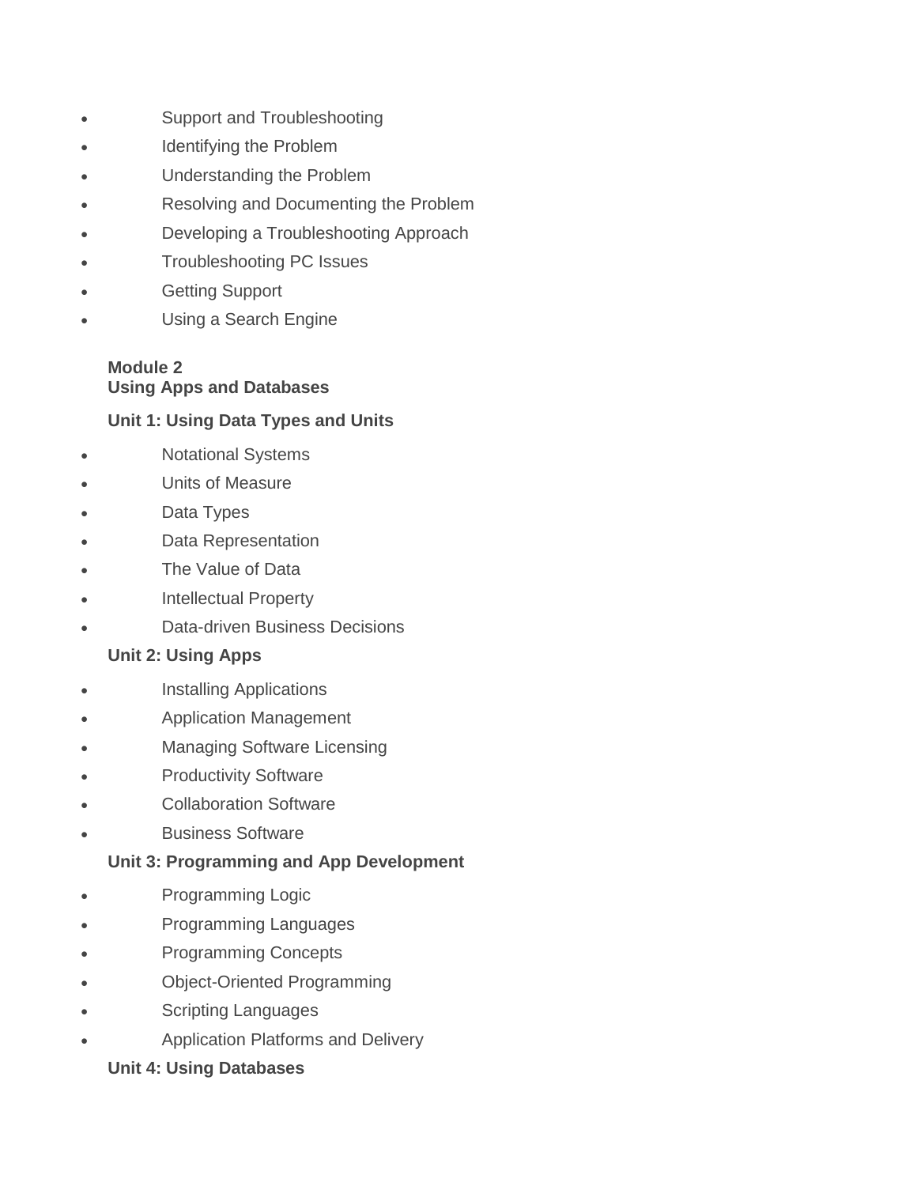- Support and Troubleshooting
- Identifying the Problem
- Understanding the Problem
- Resolving and Documenting the Problem
- Developing a Troubleshooting Approach
- Troubleshooting PC Issues
- Getting Support
- Using a Search Engine

**Module 2**
**Using Apps and Databases**

**Unit 1: Using Data Types and Units**

- Notational Systems
- Units of Measure
- Data Types
- Data Representation
- The Value of Data
- Intellectual Property
- Data-driven Business Decisions

**Unit 2: Using Apps**

- Installing Applications
- Application Management
- Managing Software Licensing
- Productivity Software
- Collaboration Software
- Business Software

**Unit 3: Programming and App Development**

- Programming Logic
- Programming Languages
- Programming Concepts
- Object-Oriented Programming
- Scripting Languages
- Application Platforms and Delivery

**Unit 4: Using Databases**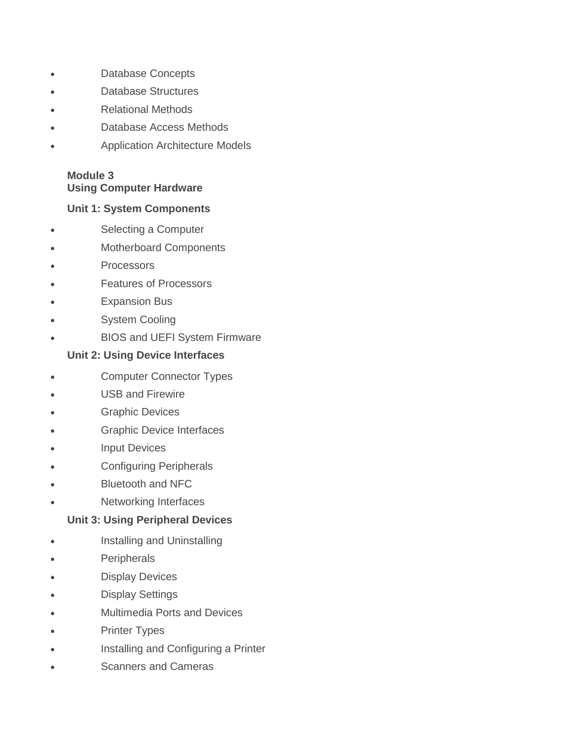- Database Concepts
- Database Structures
- Relational Methods
- Database Access Methods
- Application Architecture Models

**Module 3**
**Using Computer Hardware**

**Unit 1: System Components**

- Selecting a Computer
- Motherboard Components
- Processors
- Features of Processors
- Expansion Bus
- System Cooling
- BIOS and UEFI System Firmware

**Unit 2: Using Device Interfaces**

- Computer Connector Types
- USB and Firewire
- Graphic Devices
- Graphic Device Interfaces
- Input Devices
- Configuring Peripherals
- Bluetooth and NFC
- Networking Interfaces

**Unit 3: Using Peripheral Devices**

- Installing and Uninstalling
- Peripherals
- Display Devices
- Display Settings
- Multimedia Ports and Devices
- Printer Types
- Installing and Configuring a Printer
- Scanners and Cameras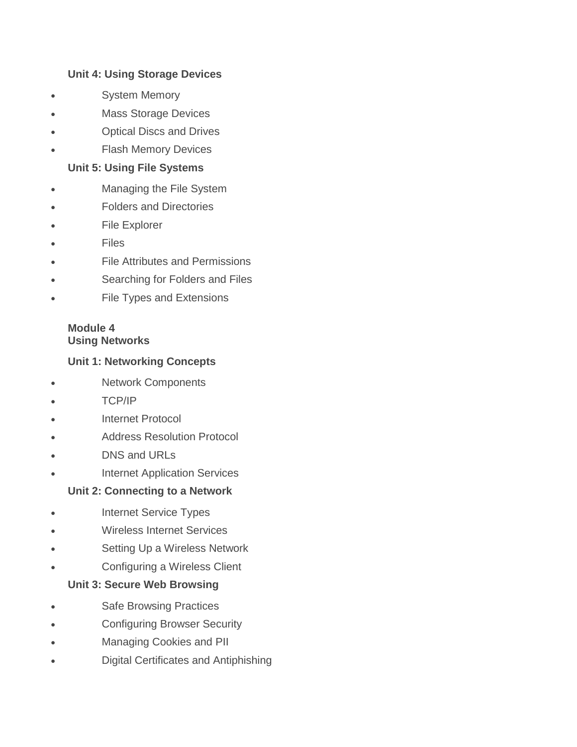**Unit 4: Using Storage Devices**

- System Memory
- Mass Storage Devices
- Optical Discs and Drives
- Flash Memory Devices

**Unit 5: Using File Systems**

- Managing the File System
- Folders and Directories
- File Explorer
- Files
- File Attributes and Permissions
- Searching for Folders and Files
- File Types and Extensions

**Module 4**
**Using Networks**

**Unit 1: Networking Concepts**

- Network Components
- TCP/IP
- Internet Protocol
- Address Resolution Protocol
- DNS and URLs
- Internet Application Services

**Unit 2: Connecting to a Network**

- Internet Service Types
- Wireless Internet Services
- Setting Up a Wireless Network
- Configuring a Wireless Client

**Unit 3: Secure Web Browsing**

- Safe Browsing Practices
- Configuring Browser Security
- Managing Cookies and PII
- Digital Certificates and Antiphishing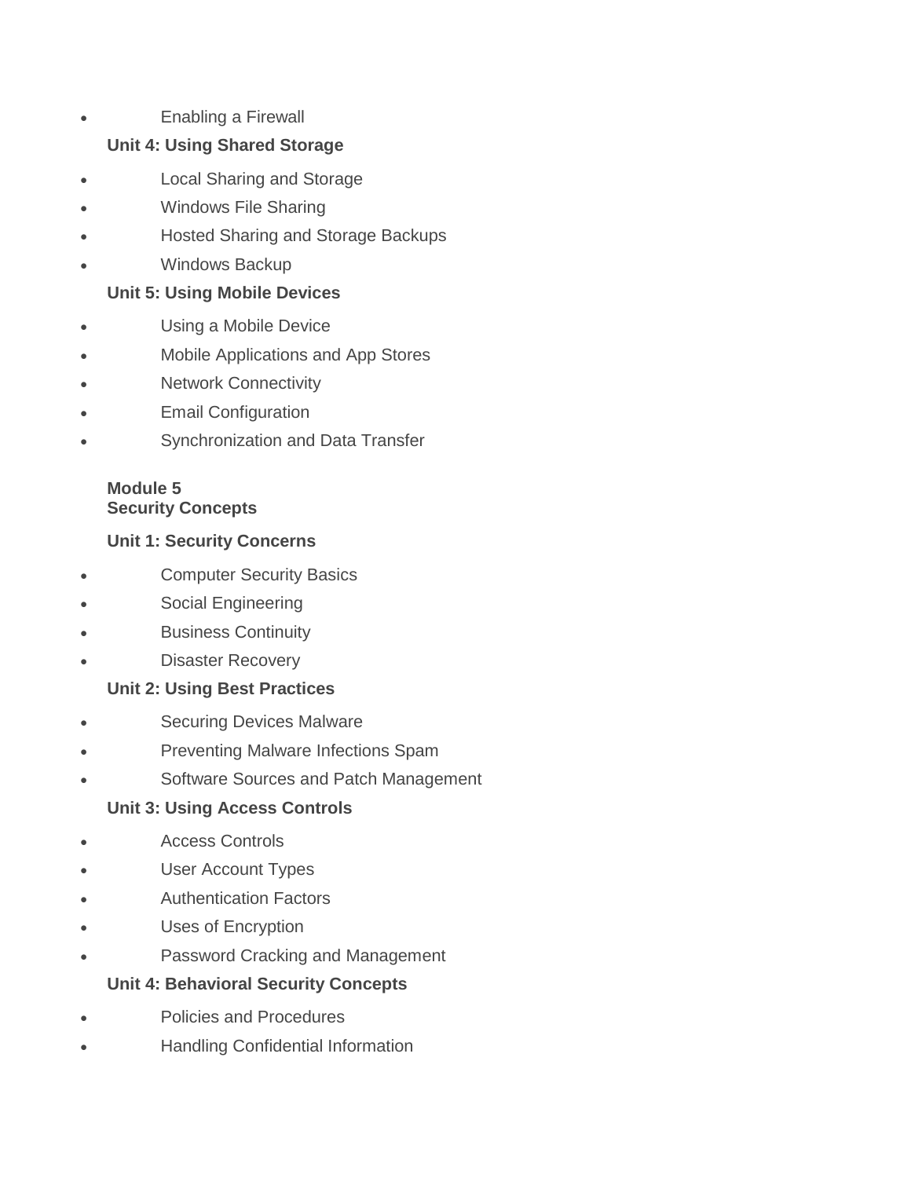- Enabling a Firewall

**Unit 4: Using Shared Storage**

- Local Sharing and Storage
- Windows File Sharing
- Hosted Sharing and Storage Backups
- Windows Backup

**Unit 5: Using Mobile Devices**

- Using a Mobile Device
- Mobile Applications and App Stores
- Network Connectivity
- Email Configuration
- Synchronization and Data Transfer

**Module 5**
**Security Concepts**

**Unit 1: Security Concerns**

- Computer Security Basics
- Social Engineering
- Business Continuity
- Disaster Recovery

**Unit 2: Using Best Practices**

- Securing Devices Malware
- Preventing Malware Infections Spam
- Software Sources and Patch Management

**Unit 3: Using Access Controls**

- Access Controls
- User Account Types
- Authentication Factors
- Uses of Encryption
- Password Cracking and Management

**Unit 4: Behavioral Security Concepts**

- Policies and Procedures
- Handling Confidential Information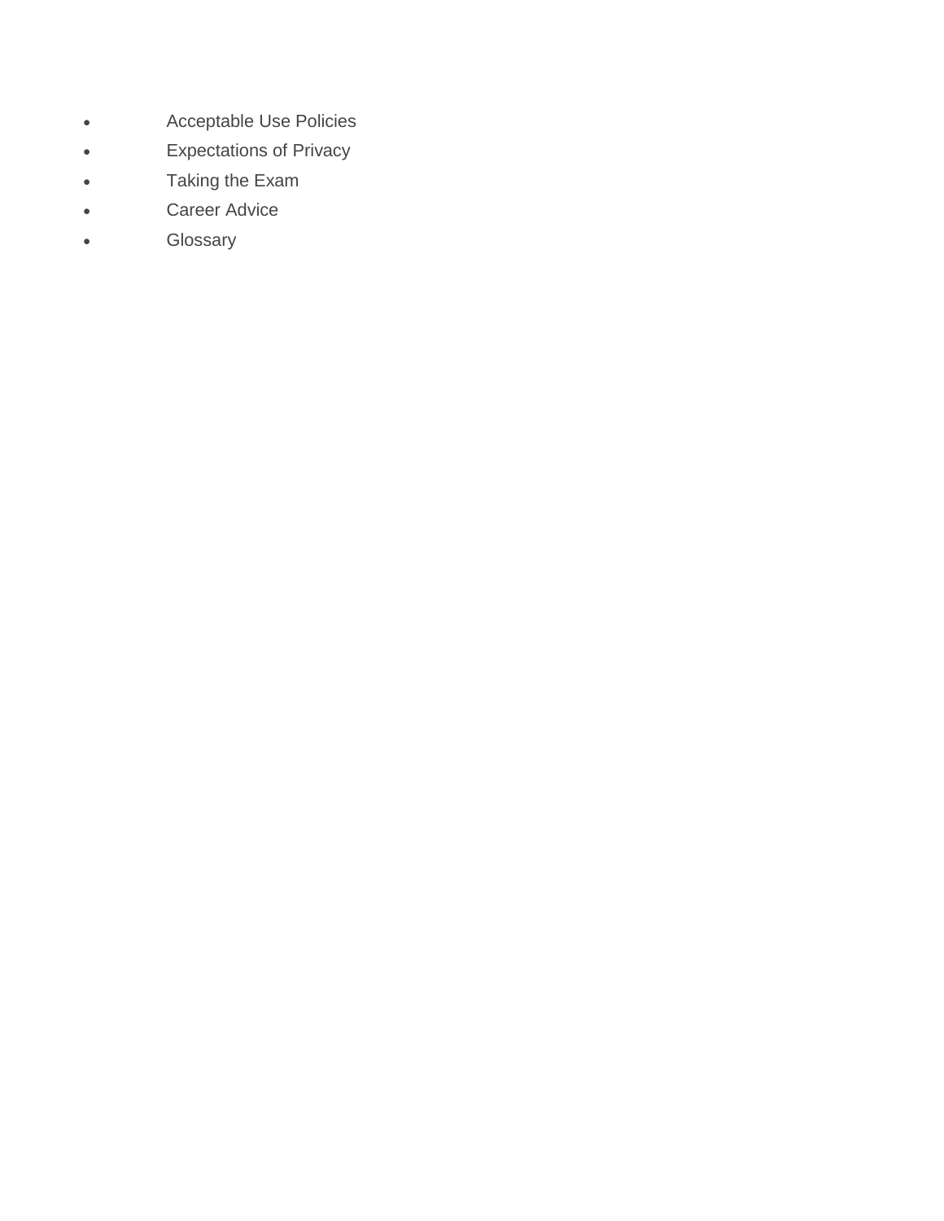- Acceptable Use Policies
- Expectations of Privacy
- Taking the Exam
- Career Advice
- Glossary